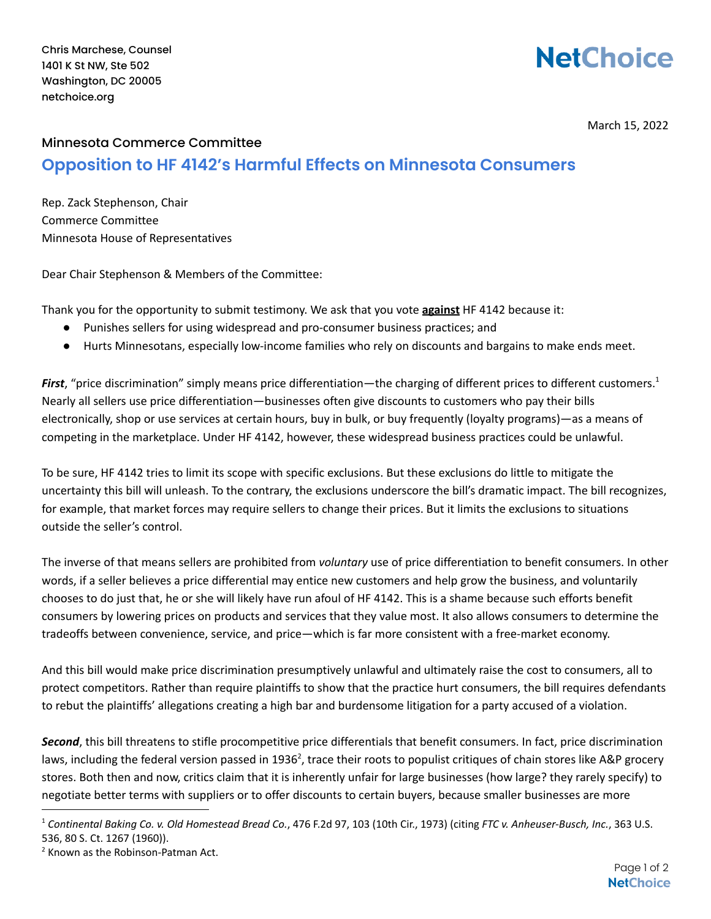Chris Marchese, Counsel
1401 K St NW, Ste 502
Washington, DC 20005
netchoice.org

**NetChoice**

March 15, 2022

Minnesota Commerce Committee

## Opposition to HF 4142's Harmful Effects on Minnesota Consumers

Rep. Zack Stephenson, Chair
Commerce Committee
Minnesota House of Representatives

Dear Chair Stephenson & Members of the Committee:

Thank you for the opportunity to submit testimony. We ask that you vote **against** HF 4142 because it:

- Punishes sellers for using widespread and pro-consumer business practices; and
- Hurts Minnesotans, especially low-income families who rely on discounts and bargains to make ends meet.

***First***, "price discrimination" simply means price differentiation—the charging of different prices to different customers.[1] Nearly all sellers use price differentiation—businesses often give discounts to customers who pay their bills electronically, shop or use services at certain hours, buy in bulk, or buy frequently (loyalty programs)—as a means of competing in the marketplace. Under HF 4142, however, these widespread business practices could be unlawful.

To be sure, HF 4142 tries to limit its scope with specific exclusions. But these exclusions do little to mitigate the uncertainty this bill will unleash. To the contrary, the exclusions underscore the bill's dramatic impact. The bill recognizes, for example, that market forces may require sellers to change their prices. But it limits the exclusions to situations outside the seller's control.

The inverse of that means sellers are prohibited from *voluntary* use of price differentiation to benefit consumers. In other words, if a seller believes a price differential may entice new customers and help grow the business, and voluntarily chooses to do just that, he or she will likely have run afoul of HF 4142. This is a shame because such efforts benefit consumers by lowering prices on products and services that they value most. It also allows consumers to determine the tradeoffs between convenience, service, and price—which is far more consistent with a free-market economy.

And this bill would make price discrimination presumptively unlawful and ultimately raise the cost to consumers, all to protect competitors. Rather than require plaintiffs to show that the practice hurt consumers, the bill requires defendants to rebut the plaintiffs' allegations creating a high bar and burdensome litigation for a party accused of a violation.

***Second***, this bill threatens to stifle procompetitive price differentials that benefit consumers. In fact, price discrimination laws, including the federal version passed in 1936[2], trace their roots to populist critiques of chain stores like A&P grocery stores. Both then and now, critics claim that it is inherently unfair for large businesses (how large? they rarely specify) to negotiate better terms with suppliers or to offer discounts to certain buyers, because smaller businesses are more

---

[1] *Continental Baking Co. v. Old Homestead Bread Co.*, 476 F.2d 97, 103 (10th Cir., 1973) (citing *FTC v. Anheuser-Busch, Inc.*, 363 U.S. 536, 80 S. Ct. 1267 (1960)).

[2] Known as the Robinson-Patman Act.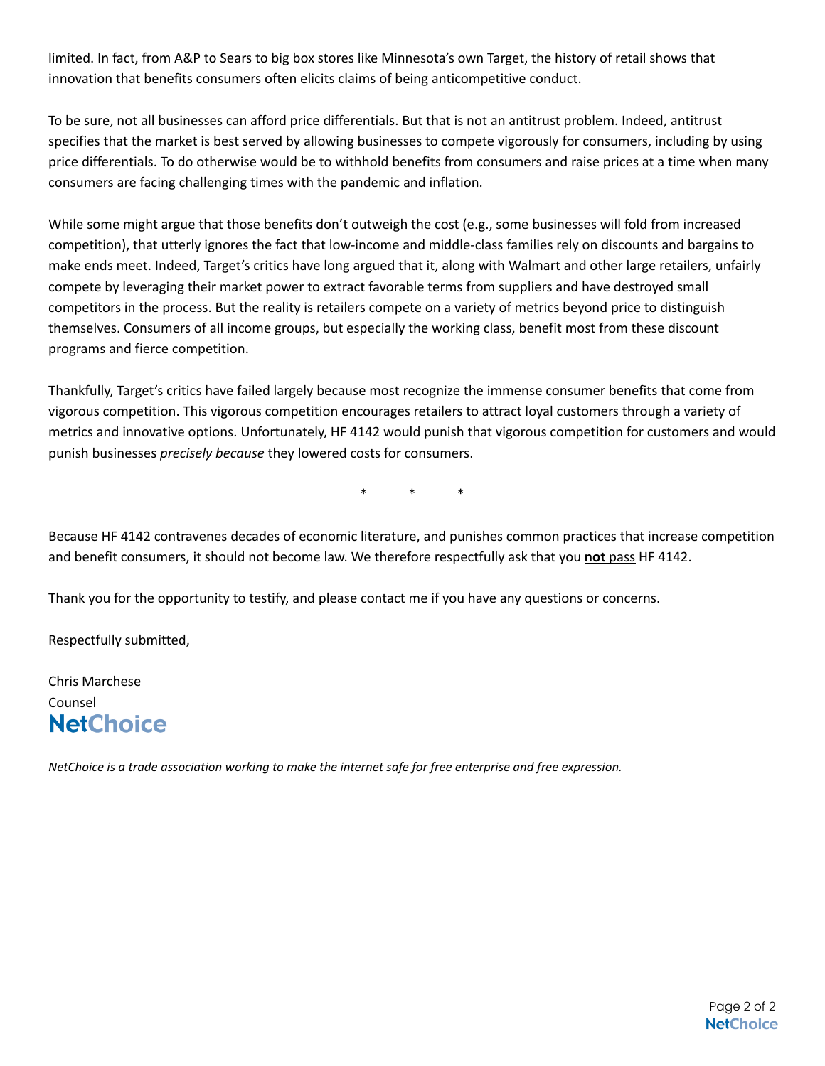limited. In fact, from A&P to Sears to big box stores like Minnesota's own Target, the history of retail shows that innovation that benefits consumers often elicits claims of being anticompetitive conduct.

To be sure, not all businesses can afford price differentials. But that is not an antitrust problem. Indeed, antitrust specifies that the market is best served by allowing businesses to compete vigorously for consumers, including by using price differentials. To do otherwise would be to withhold benefits from consumers and raise prices at a time when many consumers are facing challenging times with the pandemic and inflation.

While some might argue that those benefits don't outweigh the cost (e.g., some businesses will fold from increased competition), that utterly ignores the fact that low-income and middle-class families rely on discounts and bargains to make ends meet. Indeed, Target's critics have long argued that it, along with Walmart and other large retailers, unfairly compete by leveraging their market power to extract favorable terms from suppliers and have destroyed small competitors in the process. But the reality is retailers compete on a variety of metrics beyond price to distinguish themselves. Consumers of all income groups, but especially the working class, benefit most from these discount programs and fierce competition.

Thankfully, Target's critics have failed largely because most recognize the immense consumer benefits that come from vigorous competition. This vigorous competition encourages retailers to attract loyal customers through a variety of metrics and innovative options. Unfortunately, HF 4142 would punish that vigorous competition for customers and would punish businesses *precisely because* they lowered costs for consumers.

\* \* \*

Because HF 4142 contravenes decades of economic literature, and punishes common practices that increase competition and benefit consumers, it should not become law. We therefore respectfully ask that you **not** pass HF 4142.

Thank you for the opportunity to testify, and please contact me if you have any questions or concerns.

Respectfully submitted,

Chris Marchese
Counsel
NetChoice

*NetChoice is a trade association working to make the internet safe for free enterprise and free expression.*